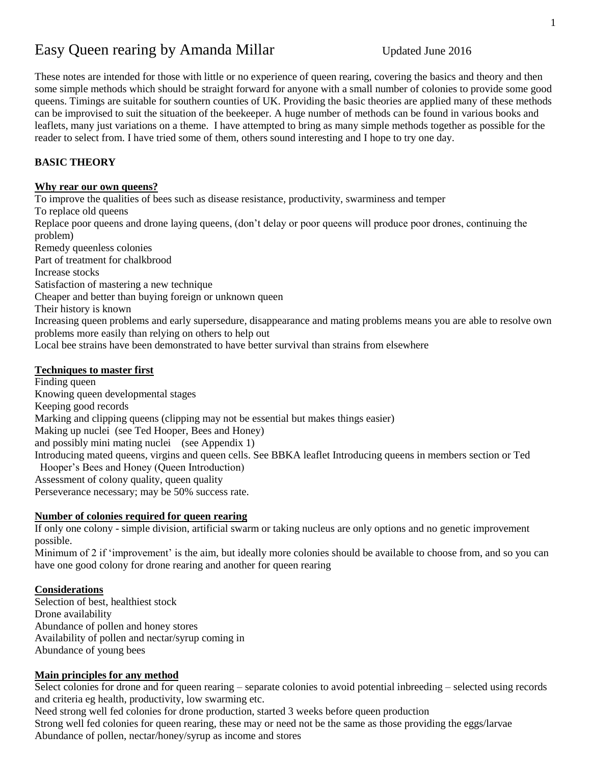# Easy Queen rearing by Amanda Millar

Updated June 2016

These notes are intended for those with little or no experience of queen rearing, covering the basics and theory and then some simple methods which should be straight forward for anyone with a small number of colonies to provide some good queens. Timings are suitable for southern counties of UK. Providing the basic theories are applied many of these methods can be improvised to suit the situation of the beekeeper. A huge number of methods can be found in various books and leaflets, many just variations on a theme. I have attempted to bring as many simple methods together as possible for the reader to select from. I have tried some of them, others sound interesting and I hope to try one day.

## BASIC THEORY

### Why rear our own queens?

To improve the qualities of bees such as disease resistance, productivity, swarminess and temper
To replace old queens
Replace poor queens and drone laying queens, (don't delay or poor queens will produce poor drones, continuing the problem)
Remedy queenless colonies
Part of treatment for chalkbrood
Increase stocks
Satisfaction of mastering a new technique
Cheaper and better than buying foreign or unknown queen
Their history is known
Increasing queen problems and early supersedure, disappearance and mating problems means you are able to resolve own problems more easily than relying on others to help out
Local bee strains have been demonstrated to have better survival than strains from elsewhere

### Techniques to master first

Finding queen
Knowing queen developmental stages
Keeping good records
Marking and clipping queens (clipping may not be essential but makes things easier)
Making up nuclei (see Ted Hooper, Bees and Honey)
and possibly mini mating nuclei (see Appendix 1)
Introducing mated queens, virgins and queen cells. See BBKA leaflet Introducing queens in members section or Ted Hooper's Bees and Honey (Queen Introduction)
Assessment of colony quality, queen quality
Perseverance necessary; may be 50% success rate.

### Number of colonies required for queen rearing

If only one colony - simple division, artificial swarm or taking nucleus are only options and no genetic improvement possible.
Minimum of 2 if 'improvement' is the aim, but ideally more colonies should be available to choose from, and so you can have one good colony for drone rearing and another for queen rearing

### Considerations

Selection of best, healthiest stock
Drone availability
Abundance of pollen and honey stores
Availability of pollen and nectar/syrup coming in
Abundance of young bees

### Main principles for any method

Select colonies for drone and for queen rearing – separate colonies to avoid potential inbreeding – selected using records and criteria eg health, productivity, low swarming etc.
Need strong well fed colonies for drone production, started 3 weeks before queen production
Strong well fed colonies for queen rearing, these may or need not be the same as those providing the eggs/larvae
Abundance of pollen, nectar/honey/syrup as income and stores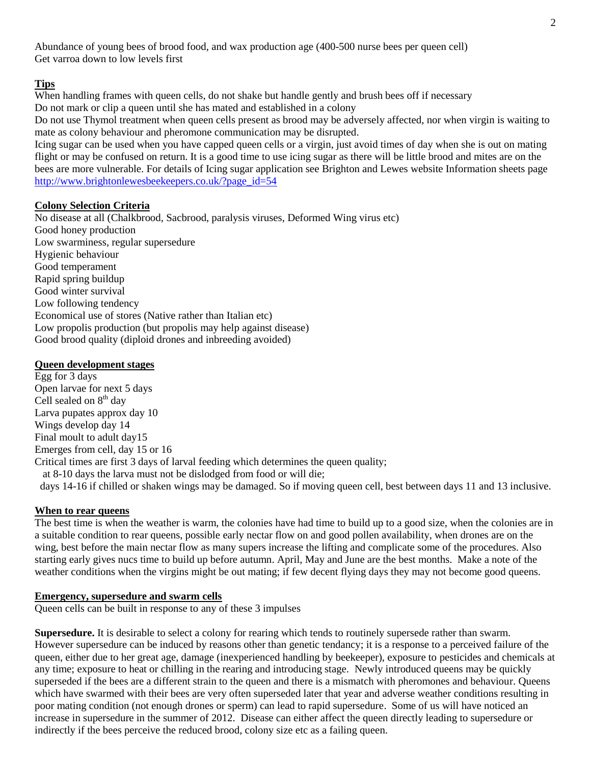Abundance of young bees of brood food, and wax production age (400-500 nurse bees per queen cell)
Get varroa down to low levels first

**Tips**

When handling frames with queen cells, do not shake but handle gently and brush bees off if necessary
Do not mark or clip a queen until she has mated and established in a colony
Do not use Thymol treatment when queen cells present as brood may be adversely affected, nor when virgin is waiting to mate as colony behaviour and pheromone communication may be disrupted.
Icing sugar can be used when you have capped queen cells or a virgin, just avoid times of day when she is out on mating flight or may be confused on return. It is a good time to use icing sugar as there will be little brood and mites are on the bees are more vulnerable. For details of Icing sugar application see Brighton and Lewes website Information sheets page http://www.brightonlewesbeekeepers.co.uk/?page_id=54

**Colony Selection Criteria**

No disease at all (Chalkbrood, Sacbrood, paralysis viruses, Deformed Wing virus etc)
Good honey production
Low swarminess, regular supersedure
Hygienic behaviour
Good temperament
Rapid spring buildup
Good winter survival
Low following tendency
Economical use of stores (Native rather than Italian etc)
Low propolis production (but propolis may help against disease)
Good brood quality (diploid drones and inbreeding avoided)

**Queen development stages**

Egg for 3 days
Open larvae for next 5 days
Cell sealed on 8th day
Larva pupates approx day 10
Wings develop day 14
Final moult to adult day15
Emerges from cell, day 15 or 16
Critical times are first 3 days of larval feeding which determines the queen quality;
at 8-10 days the larva must not be dislodged from food or will die;
days 14-16 if chilled or shaken wings may be damaged. So if moving queen cell, best between days 11 and 13 inclusive.

**When to rear queens**

The best time is when the weather is warm, the colonies have had time to build up to a good size, when the colonies are in a suitable condition to rear queens, possible early nectar flow on and good pollen availability, when drones are on the wing, best before the main nectar flow as many supers increase the lifting and complicate some of the procedures. Also starting early gives nucs time to build up before autumn. April, May and June are the best months. Make a note of the weather conditions when the virgins might be out mating; if few decent flying days they may not become good queens.

**Emergency, supersedure and swarm cells**

Queen cells can be built in response to any of these 3 impulses

**Supersedure.** It is desirable to select a colony for rearing which tends to routinely supersede rather than swarm. However supersedure can be induced by reasons other than genetic tendancy; it is a response to a perceived failure of the queen, either due to her great age, damage (inexperienced handling by beekeeper), exposure to pesticides and chemicals at any time; exposure to heat or chilling in the rearing and introducing stage. Newly introduced queens may be quickly superseded if the bees are a different strain to the queen and there is a mismatch with pheromones and behaviour. Queens which have swarmed with their bees are very often superseded later that year and adverse weather conditions resulting in poor mating condition (not enough drones or sperm) can lead to rapid supersedure. Some of us will have noticed an increase in supersedure in the summer of 2012. Disease can either affect the queen directly leading to supersedure or indirectly if the bees perceive the reduced brood, colony size etc as a failing queen.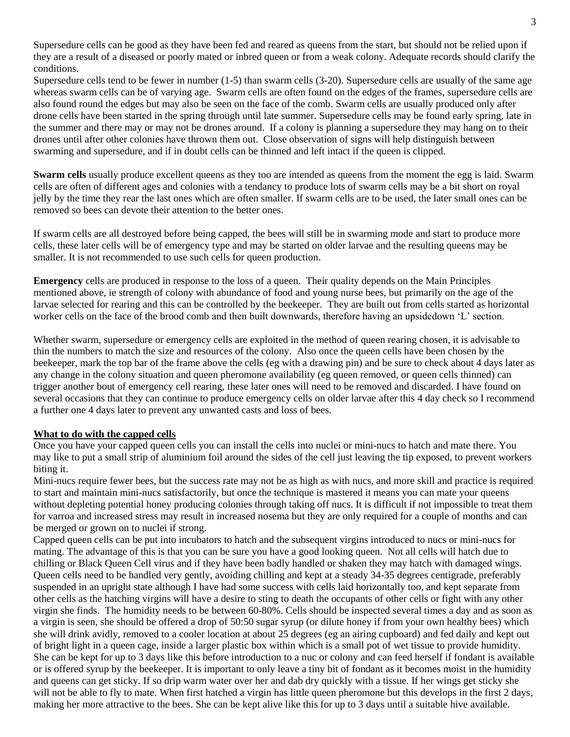Supersedure cells can be good as they have been fed and reared as queens from the start, but should not be relied upon if they are a result of a diseased or poorly mated or inbred queen or from a weak colony. Adequate records should clarify the conditions.

Supersedure cells tend to be fewer in number (1-5) than swarm cells (3-20). Supersedure cells are usually of the same age whereas swarm cells can be of varying age. Swarm cells are often found on the edges of the frames, supersedure cells are also found round the edges but may also be seen on the face of the comb. Swarm cells are usually produced only after drone cells have been started in the spring through until late summer. Supersedure cells may be found early spring, late in the summer and there may or may not be drones around. If a colony is planning a supersedure they may hang on to their drones until after other colonies have thrown them out. Close observation of signs will help distinguish between swarming and supersedure, and if in doubt cells can be thinned and left intact if the queen is clipped.

**Swarm cells** usually produce excellent queens as they too are intended as queens from the moment the egg is laid. Swarm cells are often of different ages and colonies with a tendancy to produce lots of swarm cells may be a bit short on royal jelly by the time they rear the last ones which are often smaller. If swarm cells are to be used, the later small ones can be removed so bees can devote their attention to the better ones.

If swarm cells are all destroyed before being capped, the bees will still be in swarming mode and start to produce more cells, these later cells will be of emergency type and may be started on older larvae and the resulting queens may be smaller. It is not recommended to use such cells for queen production.

**Emergency** cells are produced in response to the loss of a queen. Their quality depends on the Main Principles mentioned above, ie strength of colony with abundance of food and young nurse bees, but primarily on the age of the larvae selected for rearing and this can be controlled by the beekeeper. They are built out from cells started as horizontal worker cells on the face of the brood comb and then built downwards, therefore having an upsidedown 'L' section.

Whether swarm, supersedure or emergency cells are exploited in the method of queen rearing chosen, it is advisable to thin the numbers to match the size and resources of the colony. Also once the queen cells have been chosen by the beekeeper, mark the top bar of the frame above the cells (eg with a drawing pin) and be sure to check about 4 days later as any change in the colony situation and queen pheromone availability (eg queen removed, or queen cells thinned) can trigger another bout of emergency cell rearing, these later ones will need to be removed and discarded. I have found on several occasions that they can continue to produce emergency cells on older larvae after this 4 day check so I recommend a further one 4 days later to prevent any unwanted casts and loss of bees.

**<u>What to do with the capped cells</u>**

Once you have your capped queen cells you can install the cells into nuclei or mini-nucs to hatch and mate there. You may like to put a small strip of aluminium foil around the sides of the cell just leaving the tip exposed, to prevent workers biting it.

Mini-nucs require fewer bees, but the success rate may not be as high as with nucs, and more skill and practice is required to start and maintain mini-nucs satisfactorily, but once the technique is mastered it means you can mate your queens without depleting potential honey producing colonies through taking off nucs. It is difficult if not impossible to treat them for varroa and increased stress may result in increased nosema but they are only required for a couple of months and can be merged or grown on to nuclei if strong.

Capped queen cells can be put into incubators to hatch and the subsequent virgins introduced to nucs or mini-nucs for mating. The advantage of this is that you can be sure you have a good looking queen. Not all cells will hatch due to chilling or Black Queen Cell virus and if they have been badly handled or shaken they may hatch with damaged wings. Queen cells need to be handled very gently, avoiding chilling and kept at a steady 34-35 degrees centigrade, preferably suspended in an upright state although I have had some success with cells laid horizontally too, and kept separate from other cells as the hatching virgins will have a desire to sting to death the occupants of other cells or fight with any other virgin she finds. The humidity needs to be between 60-80%. Cells should be inspected several times a day and as soon as a virgin is seen, she should be offered a drop of 50:50 sugar syrup (or dilute honey if from your own healthy bees) which she will drink avidly, removed to a cooler location at about 25 degrees (eg an airing cupboard) and fed daily and kept out of bright light in a queen cage, inside a larger plastic box within which is a small pot of wet tissue to provide humidity. She can be kept for up to 3 days like this before introduction to a nuc or colony and can feed herself if fondant is available or is offered syrup by the beekeeper. It is important to only leave a tiny bit of fondant as it becomes moist in the humidity and queens can get sticky. If so drip warm water over her and dab dry quickly with a tissue. If her wings get sticky she will not be able to fly to mate. When first hatched a virgin has little queen pheromone but this develops in the first 2 days, making her more attractive to the bees. She can be kept alive like this for up to 3 days until a suitable hive available.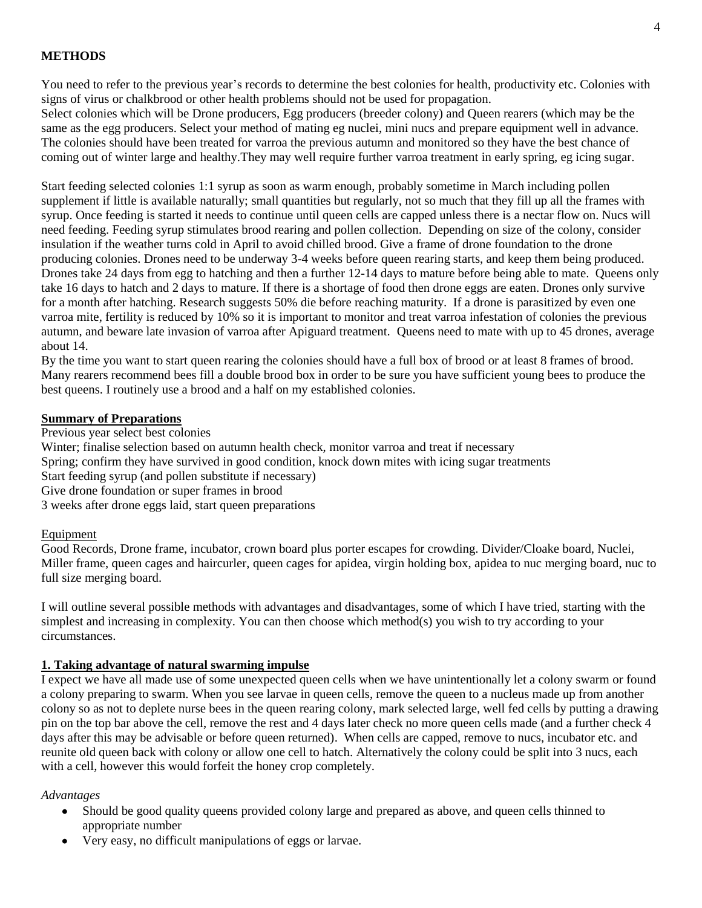**METHODS**

You need to refer to the previous year's records to determine the best colonies for health, productivity etc. Colonies with signs of virus or chalkbrood or other health problems should not be used for propagation.
Select colonies which will be Drone producers, Egg producers (breeder colony) and Queen rearers (which may be the same as the egg producers. Select your method of mating eg nuclei, mini nucs and prepare equipment well in advance. The colonies should have been treated for varroa the previous autumn and monitored so they have the best chance of coming out of winter large and healthy.They may well require further varroa treatment in early spring, eg icing sugar.

Start feeding selected colonies 1:1 syrup as soon as warm enough, probably sometime in March including pollen supplement if little is available naturally; small quantities but regularly, not so much that they fill up all the frames with syrup. Once feeding is started it needs to continue until queen cells are capped unless there is a nectar flow on. Nucs will need feeding. Feeding syrup stimulates brood rearing and pollen collection. Depending on size of the colony, consider insulation if the weather turns cold in April to avoid chilled brood. Give a frame of drone foundation to the drone producing colonies. Drones need to be underway 3-4 weeks before queen rearing starts, and keep them being produced. Drones take 24 days from egg to hatching and then a further 12-14 days to mature before being able to mate. Queens only take 16 days to hatch and 2 days to mature. If there is a shortage of food then drone eggs are eaten. Drones only survive for a month after hatching. Research suggests 50% die before reaching maturity. If a drone is parasitized by even one varroa mite, fertility is reduced by 10% so it is important to monitor and treat varroa infestation of colonies the previous autumn, and beware late invasion of varroa after Apiguard treatment. Queens need to mate with up to 45 drones, average about 14.
By the time you want to start queen rearing the colonies should have a full box of brood or at least 8 frames of brood. Many rearers recommend bees fill a double brood box in order to be sure you have sufficient young bees to produce the best queens. I routinely use a brood and a half on my established colonies.

**Summary of Preparations**

Previous year select best colonies
Winter; finalise selection based on autumn health check, monitor varroa and treat if necessary
Spring; confirm they have survived in good condition, knock down mites with icing sugar treatments
Start feeding syrup (and pollen substitute if necessary)
Give drone foundation or super frames in brood
3 weeks after drone eggs laid, start queen preparations

Equipment

Good Records, Drone frame, incubator, crown board plus porter escapes for crowding. Divider/Cloake board, Nuclei, Miller frame, queen cages and haircurler, queen cages for apidea, virgin holding box, apidea to nuc merging board, nuc to full size merging board.

I will outline several possible methods with advantages and disadvantages, some of which I have tried, starting with the simplest and increasing in complexity. You can then choose which method(s) you wish to try according to your circumstances.

**1. Taking advantage of natural swarming impulse**

I expect we have all made use of some unexpected queen cells when we have unintentionally let a colony swarm or found a colony preparing to swarm. When you see larvae in queen cells, remove the queen to a nucleus made up from another colony so as not to deplete nurse bees in the queen rearing colony, mark selected large, well fed cells by putting a drawing pin on the top bar above the cell, remove the rest and 4 days later check no more queen cells made (and a further check 4 days after this may be advisable or before queen returned). When cells are capped, remove to nucs, incubator etc. and reunite old queen back with colony or allow one cell to hatch. Alternatively the colony could be split into 3 nucs, each with a cell, however this would forfeit the honey crop completely.

*Advantages*

- Should be good quality queens provided colony large and prepared as above, and queen cells thinned to appropriate number
- Very easy, no difficult manipulations of eggs or larvae.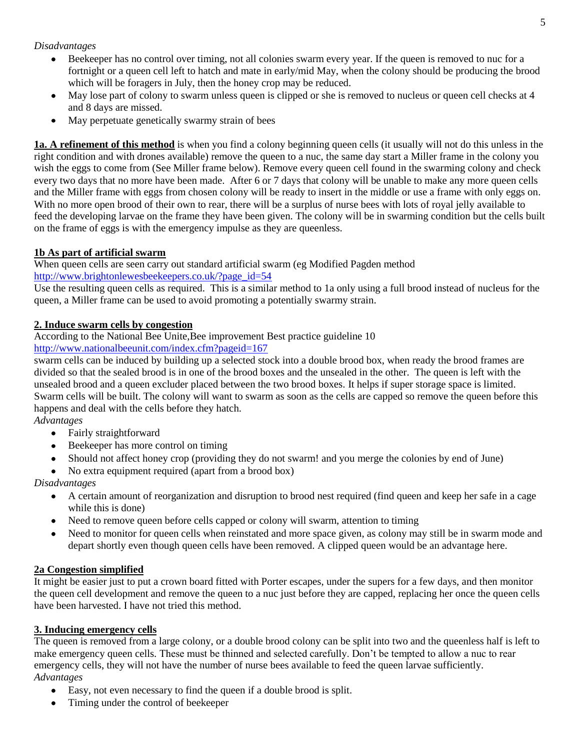*Disadvantages*

- Beekeeper has no control over timing, not all colonies swarm every year. If the queen is removed to nuc for a fortnight or a queen cell left to hatch and mate in early/mid May, when the colony should be producing the brood which will be foragers in July, then the honey crop may be reduced.
- May lose part of colony to swarm unless queen is clipped or she is removed to nucleus or queen cell checks at 4 and 8 days are missed.
- May perpetuate genetically swarmy strain of bees

**1a. A refinement of this method** is when you find a colony beginning queen cells (it usually will not do this unless in the right condition and with drones available) remove the queen to a nuc, the same day start a Miller frame in the colony you wish the eggs to come from (See Miller frame below). Remove every queen cell found in the swarming colony and check every two days that no more have been made. After 6 or 7 days that colony will be unable to make any more queen cells and the Miller frame with eggs from chosen colony will be ready to insert in the middle or use a frame with only eggs on. With no more open brood of their own to rear, there will be a surplus of nurse bees with lots of royal jelly available to feed the developing larvae on the frame they have been given. The colony will be in swarming condition but the cells built on the frame of eggs is with the emergency impulse as they are queenless.

**1b As part of artificial swarm**

When queen cells are seen carry out standard artificial swarm (eg Modified Pagden method http://www.brightonlewesbeekeepers.co.uk/?page_id=54

Use the resulting queen cells as required. This is a similar method to 1a only using a full brood instead of nucleus for the queen, a Miller frame can be used to avoid promoting a potentially swarmy strain.

**2. Induce swarm cells by congestion**

According to the National Bee Unite,Bee improvement Best practice guideline 10
http://www.nationalbeeunit.com/index.cfm?pageid=167

swarm cells can be induced by building up a selected stock into a double brood box, when ready the brood frames are divided so that the sealed brood is in one of the brood boxes and the unsealed in the other. The queen is left with the unsealed brood and a queen excluder placed between the two brood boxes. It helps if super storage space is limited. Swarm cells will be built. The colony will want to swarm as soon as the cells are capped so remove the queen before this happens and deal with the cells before they hatch.

*Advantages*

- Fairly straightforward
- Beekeeper has more control on timing
- Should not affect honey crop (providing they do not swarm! and you merge the colonies by end of June)
- No extra equipment required (apart from a brood box)

*Disadvantages*

- A certain amount of reorganization and disruption to brood nest required (find queen and keep her safe in a cage while this is done)
- Need to remove queen before cells capped or colony will swarm, attention to timing
- Need to monitor for queen cells when reinstated and more space given, as colony may still be in swarm mode and depart shortly even though queen cells have been removed. A clipped queen would be an advantage here.

**2a Congestion simplified**

It might be easier just to put a crown board fitted with Porter escapes, under the supers for a few days, and then monitor the queen cell development and remove the queen to a nuc just before they are capped, replacing her once the queen cells have been harvested. I have not tried this method.

**3. Inducing emergency cells**

The queen is removed from a large colony, or a double brood colony can be split into two and the queenless half is left to make emergency queen cells. These must be thinned and selected carefully. Don't be tempted to allow a nuc to rear emergency cells, they will not have the number of nurse bees available to feed the queen larvae sufficiently.

*Advantages*

- Easy, not even necessary to find the queen if a double brood is split.
- Timing under the control of beekeeper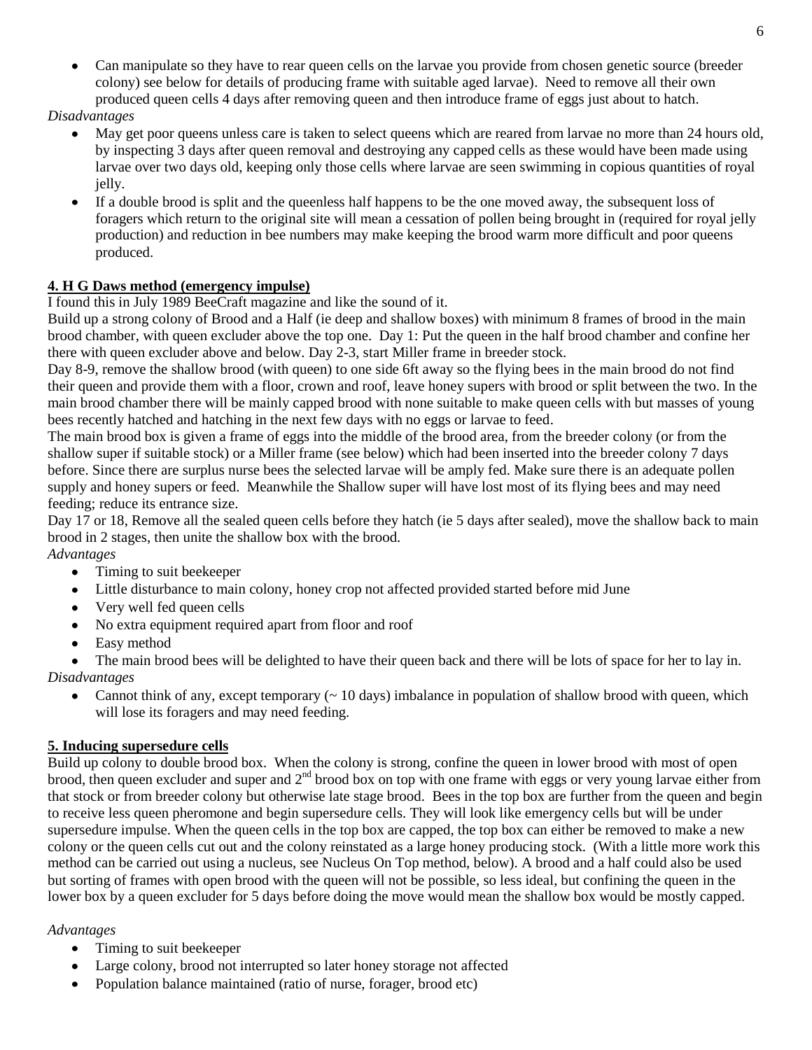- Can manipulate so they have to rear queen cells on the larvae you provide from chosen genetic source (breeder colony) see below for details of producing frame with suitable aged larvae). Need to remove all their own produced queen cells 4 days after removing queen and then introduce frame of eggs just about to hatch.

*Disadvantages*

- May get poor queens unless care is taken to select queens which are reared from larvae no more than 24 hours old, by inspecting 3 days after queen removal and destroying any capped cells as these would have been made using larvae over two days old, keeping only those cells where larvae are seen swimming in copious quantities of royal jelly.
- If a double brood is split and the queenless half happens to be the one moved away, the subsequent loss of foragers which return to the original site will mean a cessation of pollen being brought in (required for royal jelly production) and reduction in bee numbers may make keeping the brood warm more difficult and poor queens produced.

**4. H G Daws method (emergency impulse)**

I found this in July 1989 BeeCraft magazine and like the sound of it.

Build up a strong colony of Brood and a Half (ie deep and shallow boxes) with minimum 8 frames of brood in the main brood chamber, with queen excluder above the top one. Day 1: Put the queen in the half brood chamber and confine her there with queen excluder above and below. Day 2-3, start Miller frame in breeder stock.

Day 8-9, remove the shallow brood (with queen) to one side 6ft away so the flying bees in the main brood do not find their queen and provide them with a floor, crown and roof, leave honey supers with brood or split between the two. In the main brood chamber there will be mainly capped brood with none suitable to make queen cells with but masses of young bees recently hatched and hatching in the next few days with no eggs or larvae to feed.

The main brood box is given a frame of eggs into the middle of the brood area, from the breeder colony (or from the shallow super if suitable stock) or a Miller frame (see below) which had been inserted into the breeder colony 7 days before. Since there are surplus nurse bees the selected larvae will be amply fed. Make sure there is an adequate pollen supply and honey supers or feed. Meanwhile the Shallow super will have lost most of its flying bees and may need feeding; reduce its entrance size.

Day 17 or 18, Remove all the sealed queen cells before they hatch (ie 5 days after sealed), move the shallow back to main brood in 2 stages, then unite the shallow box with the brood.

*Advantages*

- Timing to suit beekeeper
- Little disturbance to main colony, honey crop not affected provided started before mid June
- Very well fed queen cells
- No extra equipment required apart from floor and roof
- Easy method
- The main brood bees will be delighted to have their queen back and there will be lots of space for her to lay in.

*Disadvantages*

- Cannot think of any, except temporary (~ 10 days) imbalance in population of shallow brood with queen, which will lose its foragers and may need feeding.

**5. Inducing supersedure cells**

Build up colony to double brood box. When the colony is strong, confine the queen in lower brood with most of open brood, then queen excluder and super and 2nd brood box on top with one frame with eggs or very young larvae either from that stock or from breeder colony but otherwise late stage brood. Bees in the top box are further from the queen and begin to receive less queen pheromone and begin supersedure cells. They will look like emergency cells but will be under supersedure impulse. When the queen cells in the top box are capped, the top box can either be removed to make a new colony or the queen cells cut out and the colony reinstated as a large honey producing stock. (With a little more work this method can be carried out using a nucleus, see Nucleus On Top method, below). A brood and a half could also be used but sorting of frames with open brood with the queen will not be possible, so less ideal, but confining the queen in the lower box by a queen excluder for 5 days before doing the move would mean the shallow box would be mostly capped.

*Advantages*

- Timing to suit beekeeper
- Large colony, brood not interrupted so later honey storage not affected
- Population balance maintained (ratio of nurse, forager, brood etc)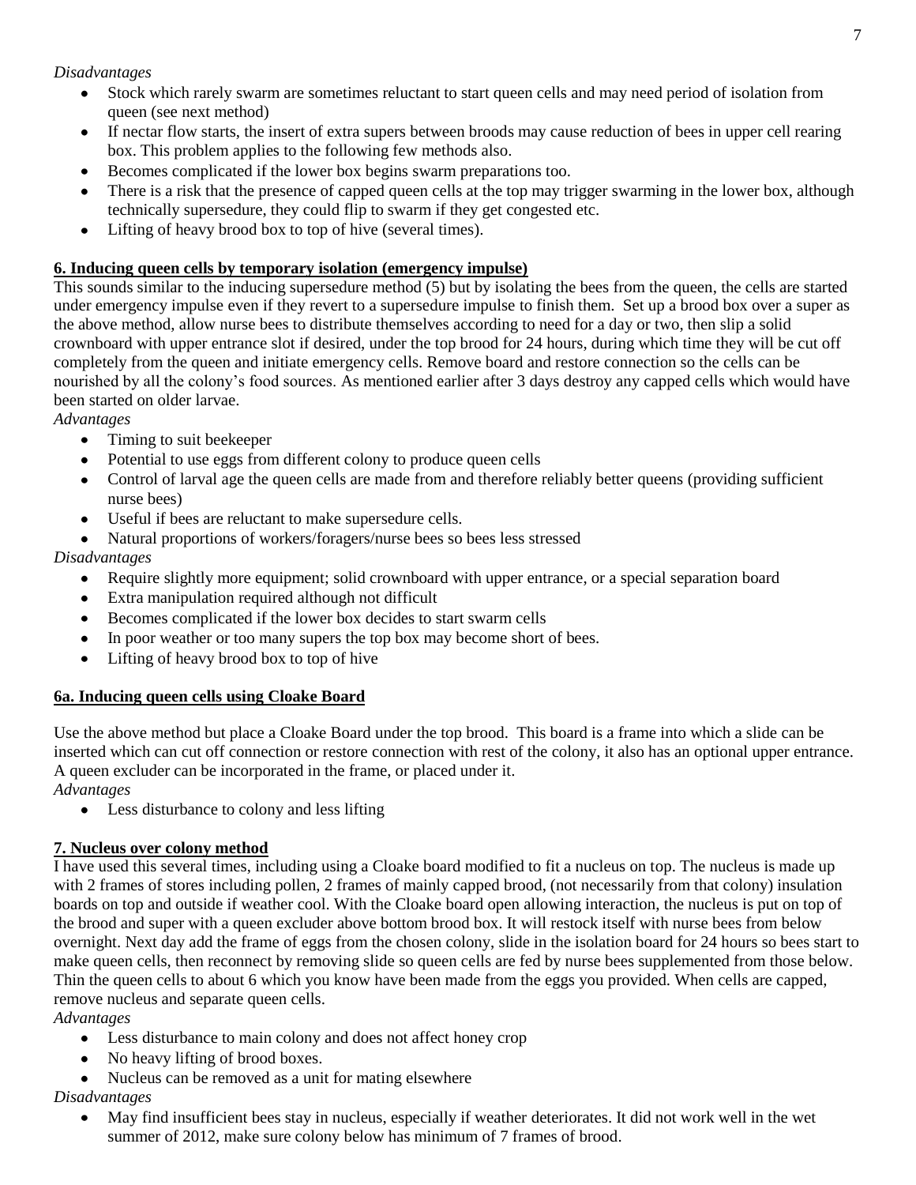*Disadvantages*

- Stock which rarely swarm are sometimes reluctant to start queen cells and may need period of isolation from queen (see next method)
- If nectar flow starts, the insert of extra supers between broods may cause reduction of bees in upper cell rearing box. This problem applies to the following few methods also.
- Becomes complicated if the lower box begins swarm preparations too.
- There is a risk that the presence of capped queen cells at the top may trigger swarming in the lower box, although technically supersedure, they could flip to swarm if they get congested etc.
- Lifting of heavy brood box to top of hive (several times).

**6. Inducing queen cells by temporary isolation (emergency impulse)**

This sounds similar to the inducing supersedure method (5) but by isolating the bees from the queen, the cells are started under emergency impulse even if they revert to a supersedure impulse to finish them. Set up a brood box over a super as the above method, allow nurse bees to distribute themselves according to need for a day or two, then slip a solid crownboard with upper entrance slot if desired, under the top brood for 24 hours, during which time they will be cut off completely from the queen and initiate emergency cells. Remove board and restore connection so the cells can be nourished by all the colony's food sources. As mentioned earlier after 3 days destroy any capped cells which would have been started on older larvae.

*Advantages*

- Timing to suit beekeeper
- Potential to use eggs from different colony to produce queen cells
- Control of larval age the queen cells are made from and therefore reliably better queens (providing sufficient nurse bees)
- Useful if bees are reluctant to make supersedure cells.
- Natural proportions of workers/foragers/nurse bees so bees less stressed

*Disadvantages*

- Require slightly more equipment; solid crownboard with upper entrance, or a special separation board
- Extra manipulation required although not difficult
- Becomes complicated if the lower box decides to start swarm cells
- In poor weather or too many supers the top box may become short of bees.
- Lifting of heavy brood box to top of hive

**6a. Inducing queen cells using Cloake Board**

Use the above method but place a Cloake Board under the top brood. This board is a frame into which a slide can be inserted which can cut off connection or restore connection with rest of the colony, it also has an optional upper entrance. A queen excluder can be incorporated in the frame, or placed under it.

*Advantages*

- Less disturbance to colony and less lifting

**7. Nucleus over colony method**

I have used this several times, including using a Cloake board modified to fit a nucleus on top. The nucleus is made up with 2 frames of stores including pollen, 2 frames of mainly capped brood, (not necessarily from that colony) insulation boards on top and outside if weather cool. With the Cloake board open allowing interaction, the nucleus is put on top of the brood and super with a queen excluder above bottom brood box. It will restock itself with nurse bees from below overnight. Next day add the frame of eggs from the chosen colony, slide in the isolation board for 24 hours so bees start to make queen cells, then reconnect by removing slide so queen cells are fed by nurse bees supplemented from those below. Thin the queen cells to about 6 which you know have been made from the eggs you provided. When cells are capped, remove nucleus and separate queen cells.

*Advantages*

- Less disturbance to main colony and does not affect honey crop
- No heavy lifting of brood boxes.
- Nucleus can be removed as a unit for mating elsewhere

*Disadvantages*

- May find insufficient bees stay in nucleus, especially if weather deteriorates. It did not work well in the wet summer of 2012, make sure colony below has minimum of 7 frames of brood.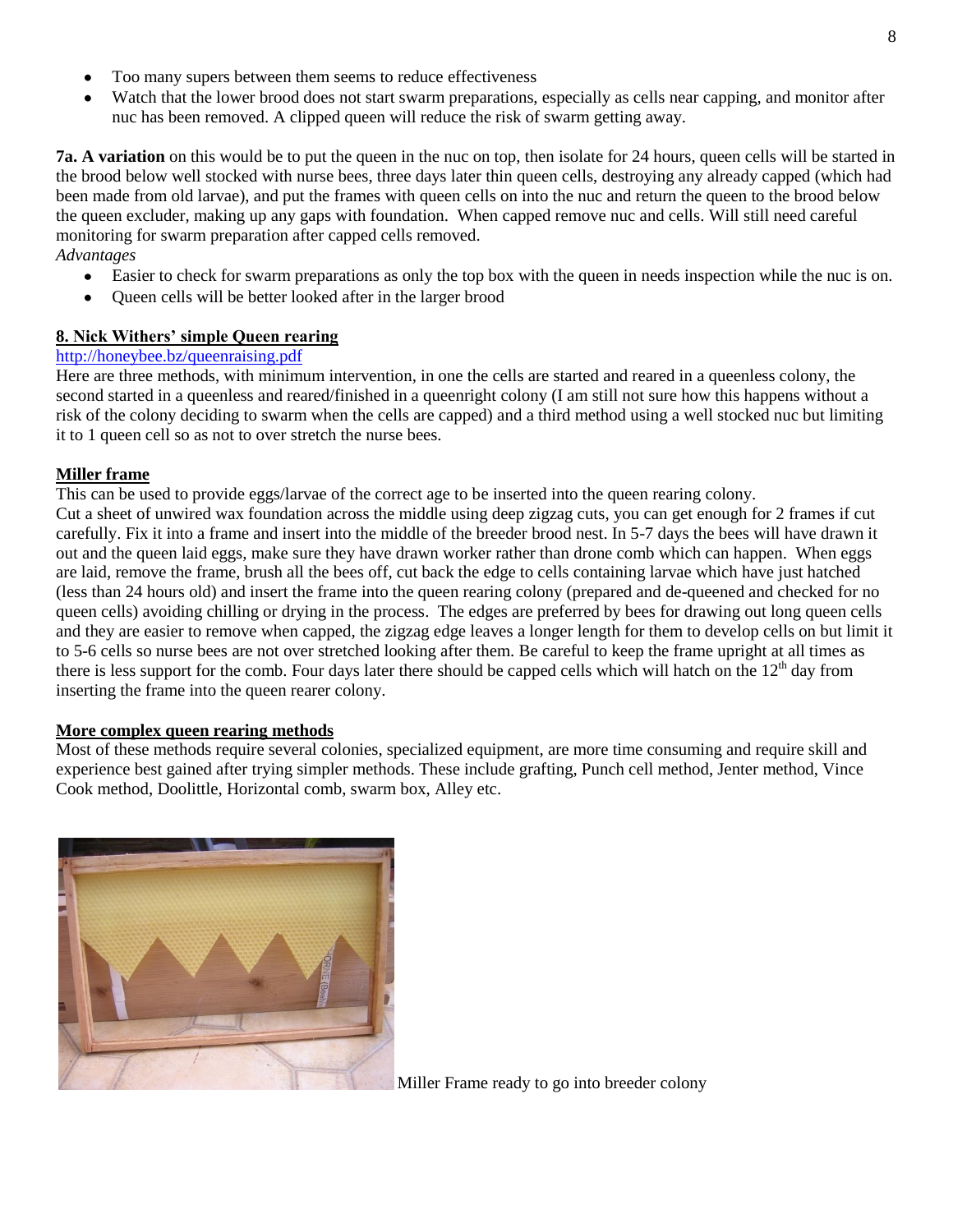- Too many supers between them seems to reduce effectiveness
- Watch that the lower brood does not start swarm preparations, especially as cells near capping, and monitor after nuc has been removed. A clipped queen will reduce the risk of swarm getting away.

**7a. A variation** on this would be to put the queen in the nuc on top, then isolate for 24 hours, queen cells will be started in the brood below well stocked with nurse bees, three days later thin queen cells, destroying any already capped (which had been made from old larvae), and put the frames with queen cells on into the nuc and return the queen to the brood below the queen excluder, making up any gaps with foundation. When capped remove nuc and cells. Will still need careful monitoring for swarm preparation after capped cells removed.

*Advantages*

- Easier to check for swarm preparations as only the top box with the queen in needs inspection while the nuc is on.
- Queen cells will be better looked after in the larger brood

## 8. Nick Withers' simple Queen rearing

http://honeybee.bz/queenraising.pdf

Here are three methods, with minimum intervention, in one the cells are started and reared in a queenless colony, the second started in a queenless and reared/finished in a queenright colony (I am still not sure how this happens without a risk of the colony deciding to swarm when the cells are capped) and a third method using a well stocked nuc but limiting it to 1 queen cell so as not to over stretch the nurse bees.

## Miller frame

This can be used to provide eggs/larvae of the correct age to be inserted into the queen rearing colony.

Cut a sheet of unwired wax foundation across the middle using deep zigzag cuts, you can get enough for 2 frames if cut carefully. Fix it into a frame and insert into the middle of the breeder brood nest. In 5-7 days the bees will have drawn it out and the queen laid eggs, make sure they have drawn worker rather than drone comb which can happen. When eggs are laid, remove the frame, brush all the bees off, cut back the edge to cells containing larvae which have just hatched (less than 24 hours old) and insert the frame into the queen rearing colony (prepared and de-queened and checked for no queen cells) avoiding chilling or drying in the process. The edges are preferred by bees for drawing out long queen cells and they are easier to remove when capped, the zigzag edge leaves a longer length for them to develop cells on but limit it to 5-6 cells so nurse bees are not over stretched looking after them. Be careful to keep the frame upright at all times as there is less support for the comb. Four days later there should be capped cells which will hatch on the 12th day from inserting the frame into the queen rearer colony.

## More complex queen rearing methods

Most of these methods require several colonies, specialized equipment, are more time consuming and require skill and experience best gained after trying simpler methods. These include grafting, Punch cell method, Jenter method, Vince Cook method, Doolittle, Horizontal comb, swarm box, Alley etc.

Miller Frame ready to go into breeder colony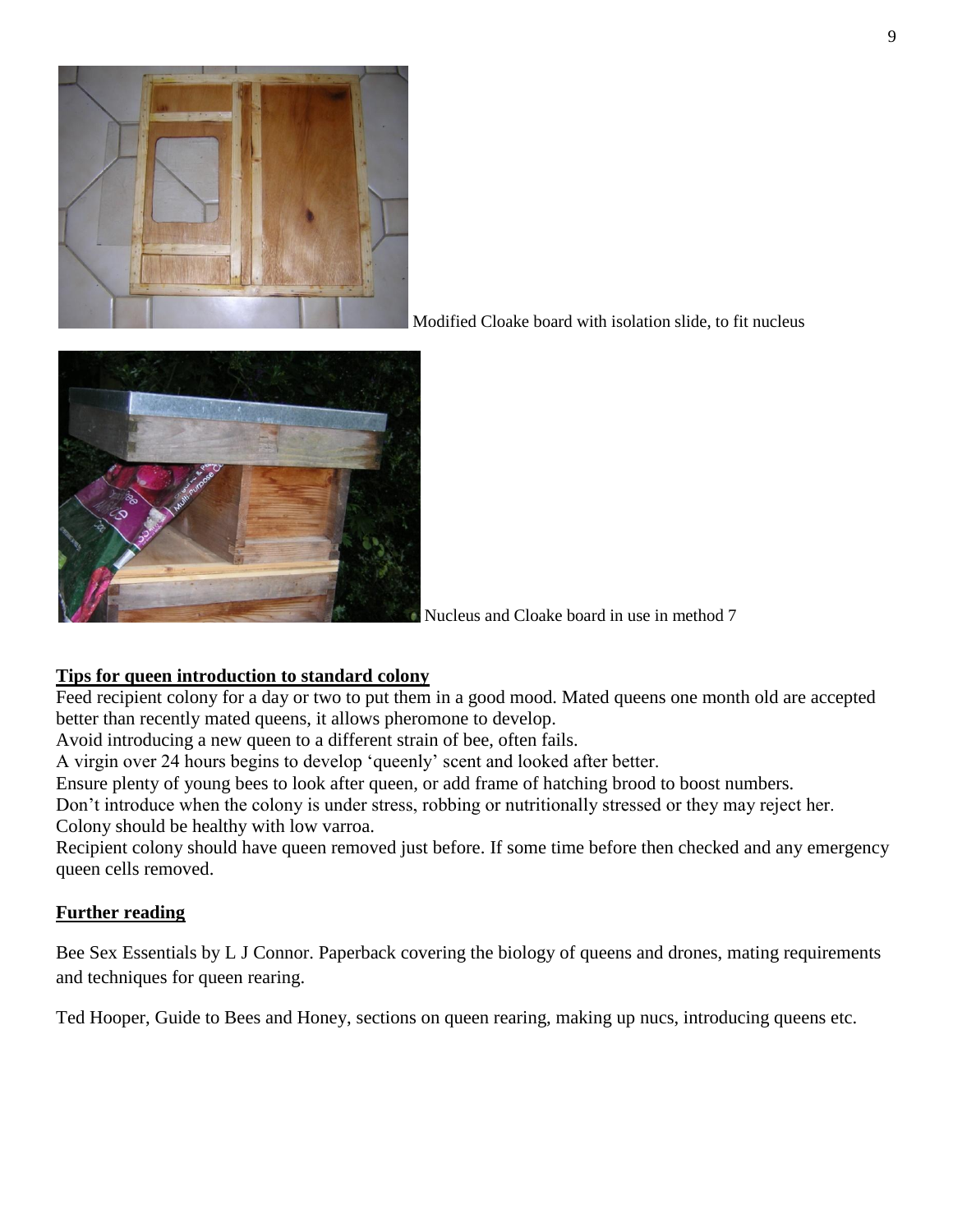Modified Cloake board with isolation slide, to fit nucleus

Nucleus and Cloake board in use in method 7

## Tips for queen introduction to standard colony

Feed recipient colony for a day or two to put them in a good mood. Mated queens one month old are accepted better than recently mated queens, it allows pheromone to develop.
Avoid introducing a new queen to a different strain of bee, often fails.
A virgin over 24 hours begins to develop 'queenly' scent and looked after better.
Ensure plenty of young bees to look after queen, or add frame of hatching brood to boost numbers.
Don't introduce when the colony is under stress, robbing or nutritionally stressed or they may reject her.
Colony should be healthy with low varroa.
Recipient colony should have queen removed just before. If some time before then checked and any emergency queen cells removed.

## Further reading

Bee Sex Essentials by L J Connor. Paperback covering the biology of queens and drones, mating requirements and techniques for queen rearing.

Ted Hooper, Guide to Bees and Honey, sections on queen rearing, making up nucs, introducing queens etc.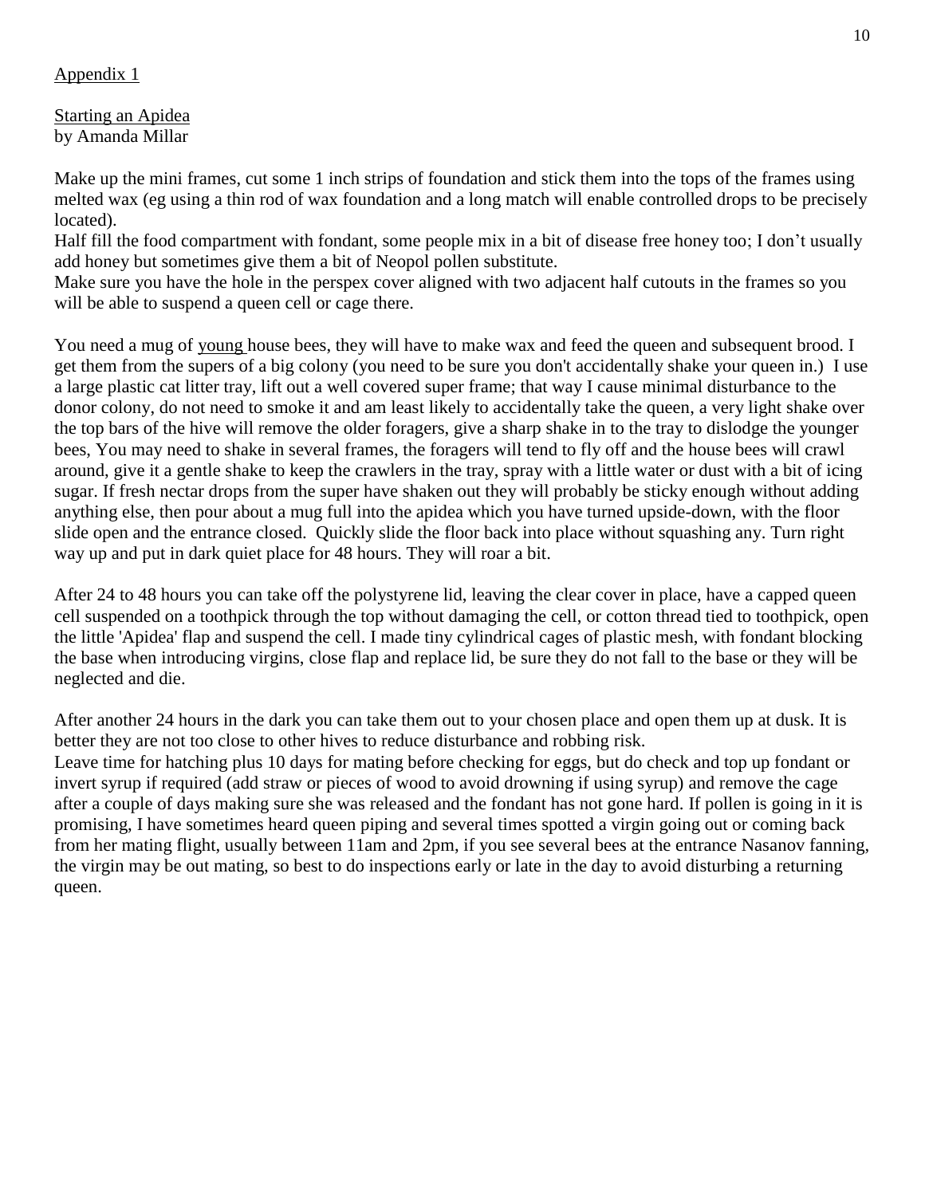## Appendix 1

### Starting an Apidea
by Amanda Millar

Make up the mini frames, cut some 1 inch strips of foundation and stick them into the tops of the frames using melted wax (eg using a thin rod of wax foundation and a long match will enable controlled drops to be precisely located).
Half fill the food compartment with fondant, some people mix in a bit of disease free honey too; I don't usually add honey but sometimes give them a bit of Neopol pollen substitute.
Make sure you have the hole in the perspex cover aligned with two adjacent half cutouts in the frames so you will be able to suspend a queen cell or cage there.

You need a mug of young house bees, they will have to make wax and feed the queen and subsequent brood. I get them from the supers of a big colony (you need to be sure you don't accidentally shake your queen in.) I use a large plastic cat litter tray, lift out a well covered super frame; that way I cause minimal disturbance to the donor colony, do not need to smoke it and am least likely to accidentally take the queen, a very light shake over the top bars of the hive will remove the older foragers, give a sharp shake in to the tray to dislodge the younger bees, You may need to shake in several frames, the foragers will tend to fly off and the house bees will crawl around, give it a gentle shake to keep the crawlers in the tray, spray with a little water or dust with a bit of icing sugar. If fresh nectar drops from the super have shaken out they will probably be sticky enough without adding anything else, then pour about a mug full into the apidea which you have turned upside-down, with the floor slide open and the entrance closed. Quickly slide the floor back into place without squashing any. Turn right way up and put in dark quiet place for 48 hours. They will roar a bit.

After 24 to 48 hours you can take off the polystyrene lid, leaving the clear cover in place, have a capped queen cell suspended on a toothpick through the top without damaging the cell, or cotton thread tied to toothpick, open the little 'Apidea' flap and suspend the cell. I made tiny cylindrical cages of plastic mesh, with fondant blocking the base when introducing virgins, close flap and replace lid, be sure they do not fall to the base or they will be neglected and die.

After another 24 hours in the dark you can take them out to your chosen place and open them up at dusk. It is better they are not too close to other hives to reduce disturbance and robbing risk.
Leave time for hatching plus 10 days for mating before checking for eggs, but do check and top up fondant or invert syrup if required (add straw or pieces of wood to avoid drowning if using syrup) and remove the cage after a couple of days making sure she was released and the fondant has not gone hard. If pollen is going in it is promising, I have sometimes heard queen piping and several times spotted a virgin going out or coming back from her mating flight, usually between 11am and 2pm, if you see several bees at the entrance Nasanov fanning, the virgin may be out mating, so best to do inspections early or late in the day to avoid disturbing a returning queen.